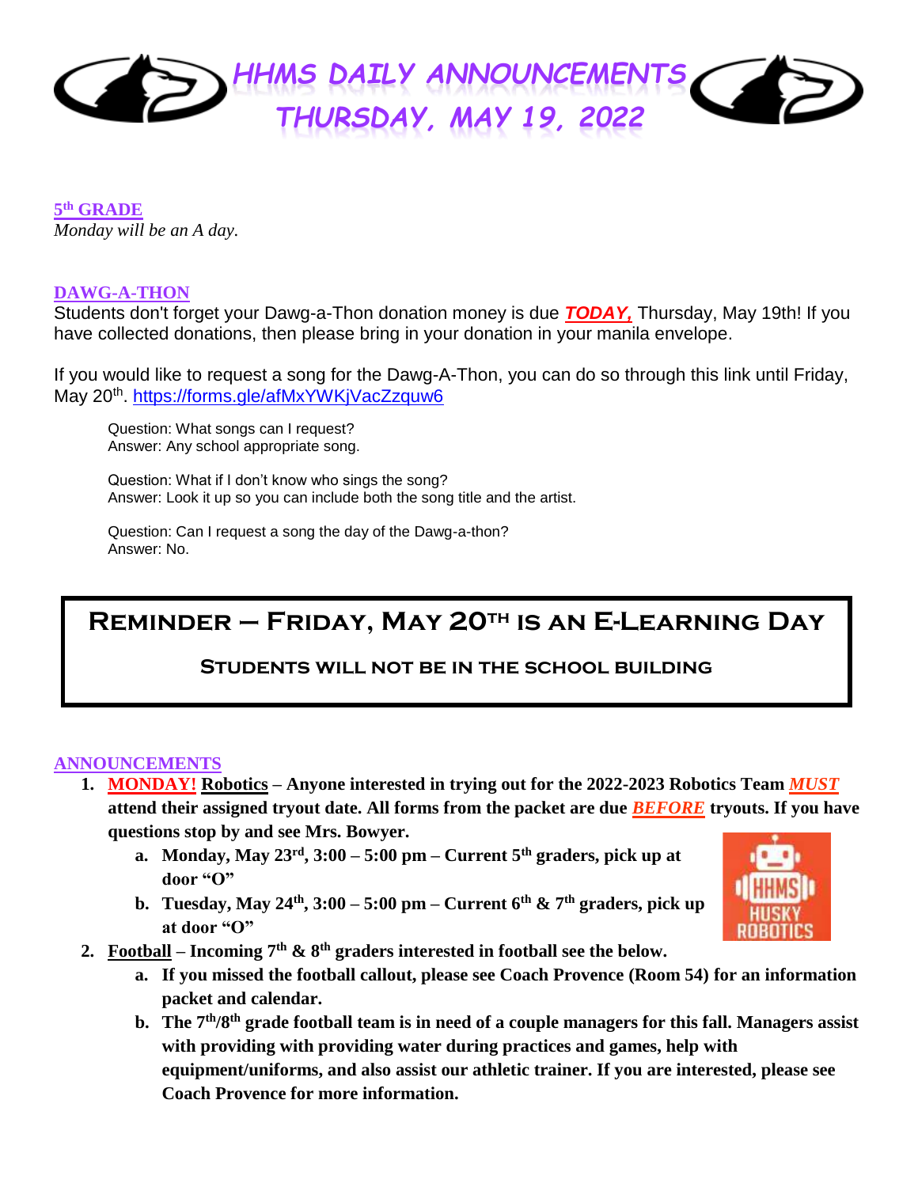# HHMS DAILY ANNOUNCEMENTS
# THURSDAY, MAY 19, 2022

**5th GRADE**

*Monday will be an A day.*

**DAWG-A-THON**

Students don't forget your Dawg-a-Thon donation money is due ***TODAY,*** Thursday, May 19th! If you have collected donations, then please bring in your donation in your manila envelope.

If you would like to request a song for the Dawg-A-Thon, you can do so through this link until Friday, May 20th. https://forms.gle/afMxYWKjVacZzquw6

> Question: What songs can I request?
> Answer: Any school appropriate song.
>
> Question: What if I don't know who sings the song?
> Answer: Look it up so you can include both the song title and the artist.
>
> Question: Can I request a song the day of the Dawg-a-thon?
> Answer: No.

## REMINDER – FRIDAY, MAY 20TH IS AN E-LEARNING DAY

**STUDENTS WILL NOT BE IN THE SCHOOL BUILDING**

**ANNOUNCEMENTS**

1. **MONDAY! Robotics – Anyone interested in trying out for the 2022-2023 Robotics Team *MUST* attend their assigned tryout date. All forms from the packet are due *BEFORE* tryouts. If you have questions stop by and see Mrs. Bowyer.**
   a. **Monday, May 23rd, 3:00 – 5:00 pm – Current 5th graders, pick up at door "O"**
   b. **Tuesday, May 24th, 3:00 – 5:00 pm – Current 6th & 7th graders, pick up at door "O"**
2. **Football – Incoming 7th & 8th graders interested in football see the below.**
   a. **If you missed the football callout, please see Coach Provence (Room 54) for an information packet and calendar.**
   b. **The 7th/8th grade football team is in need of a couple managers for this fall. Managers assist with providing with providing water during practices and games, help with equipment/uniforms, and also assist our athletic trainer. If you are interested, please see Coach Provence for more information.**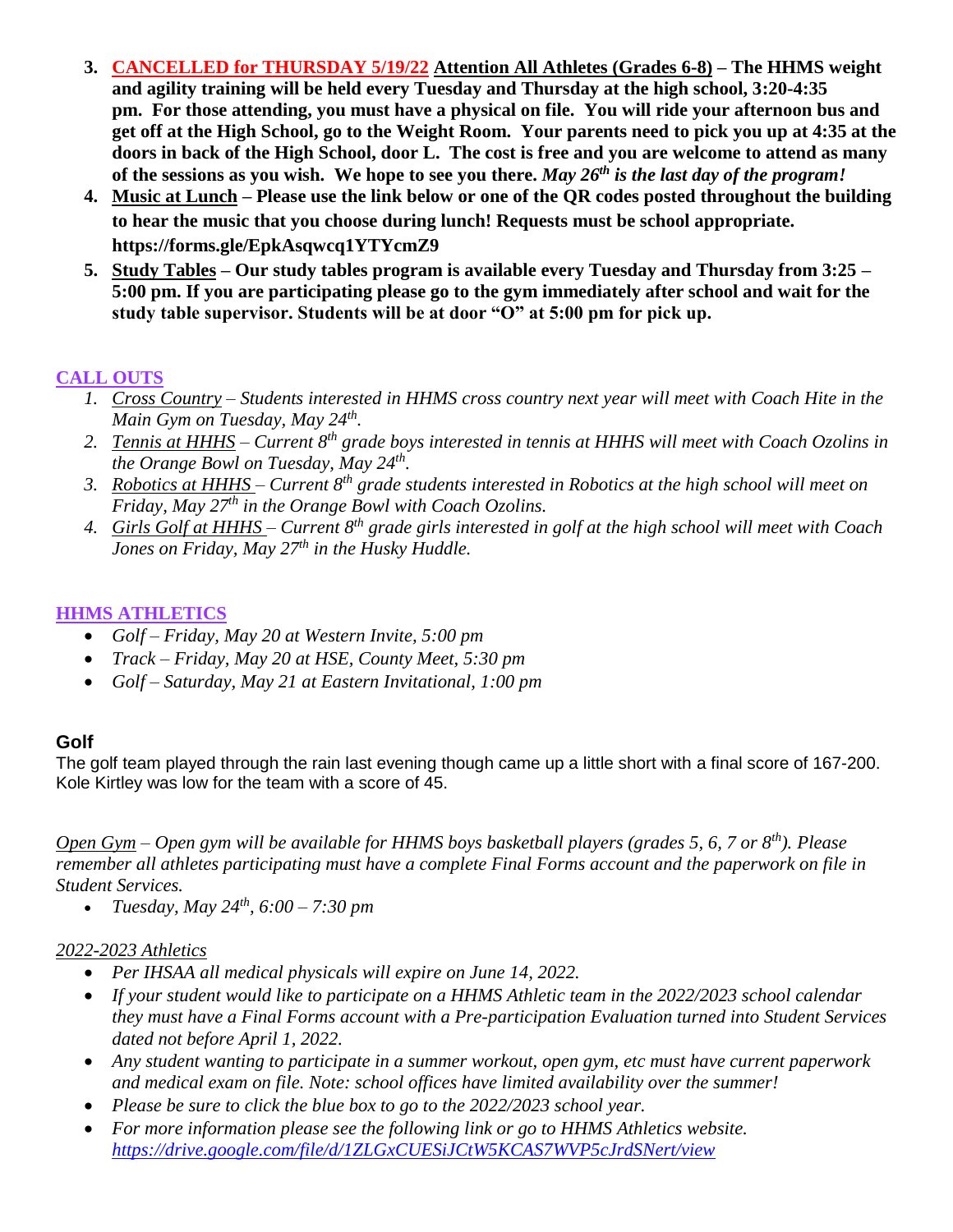3. **CANCELLED for THURSDAY 5/19/22** **Attention All Athletes (Grades 6-8) – The HHMS weight and agility training will be held every Tuesday and Thursday at the high school, 3:20-4:35 pm. For those attending, you must have a physical on file. You will ride your afternoon bus and get off at the High School, go to the Weight Room. Your parents need to pick you up at 4:35 at the doors in back of the High School, door L. The cost is free and you are welcome to attend as many of the sessions as you wish. We hope to see you there.** ***May 26th is the last day of the program!***
4. **Music at Lunch – Please use the link below or one of the QR codes posted throughout the building to hear the music that you choose during lunch! Requests must be school appropriate. https://forms.gle/EpkAsqwcq1YTYcmZ9**
5. **Study Tables – Our study tables program is available every Tuesday and Thursday from 3:25 – 5:00 pm. If you are participating please go to the gym immediately after school and wait for the study table supervisor. Students will be at door "O" at 5:00 pm for pick up.**

## CALL OUTS

1. *Cross Country – Students interested in HHMS cross country next year will meet with Coach Hite in the Main Gym on Tuesday, May 24th.*
2. *Tennis at HHHS – Current 8th grade boys interested in tennis at HHHS will meet with Coach Ozolins in the Orange Bowl on Tuesday, May 24th.*
3. *Robotics at HHHS – Current 8th grade students interested in Robotics at the high school will meet on Friday, May 27th in the Orange Bowl with Coach Ozolins.*
4. *Girls Golf at HHHS – Current 8th grade girls interested in golf at the high school will meet with Coach Jones on Friday, May 27th in the Husky Huddle.*

## HHMS ATHLETICS

- *Golf – Friday, May 20 at Western Invite, 5:00 pm*
- *Track – Friday, May 20 at HSE, County Meet, 5:30 pm*
- *Golf – Saturday, May 21 at Eastern Invitational, 1:00 pm*

### Golf

The golf team played through the rain last evening though came up a little short with a final score of 167-200. Kole Kirtley was low for the team with a score of 45.

*Open Gym – Open gym will be available for HHMS boys basketball players (grades 5, 6, 7 or 8th). Please remember all athletes participating must have a complete Final Forms account and the paperwork on file in Student Services.*

- *Tuesday, May 24th, 6:00 – 7:30 pm*

*2022-2023 Athletics*

- *Per IHSAA all medical physicals will expire on June 14, 2022.*
- *If your student would like to participate on a HHMS Athletic team in the 2022/2023 school calendar they must have a Final Forms account with a Pre-participation Evaluation turned into Student Services dated not before April 1, 2022.*
- *Any student wanting to participate in a summer workout, open gym, etc must have current paperwork and medical exam on file. Note: school offices have limited availability over the summer!*
- *Please be sure to click the blue box to go to the 2022/2023 school year.*
- *For more information please see the following link or go to HHMS Athletics website. https://drive.google.com/file/d/1ZLGxCUESiJCtW5KCAS7WVP5cJrdSNert/view*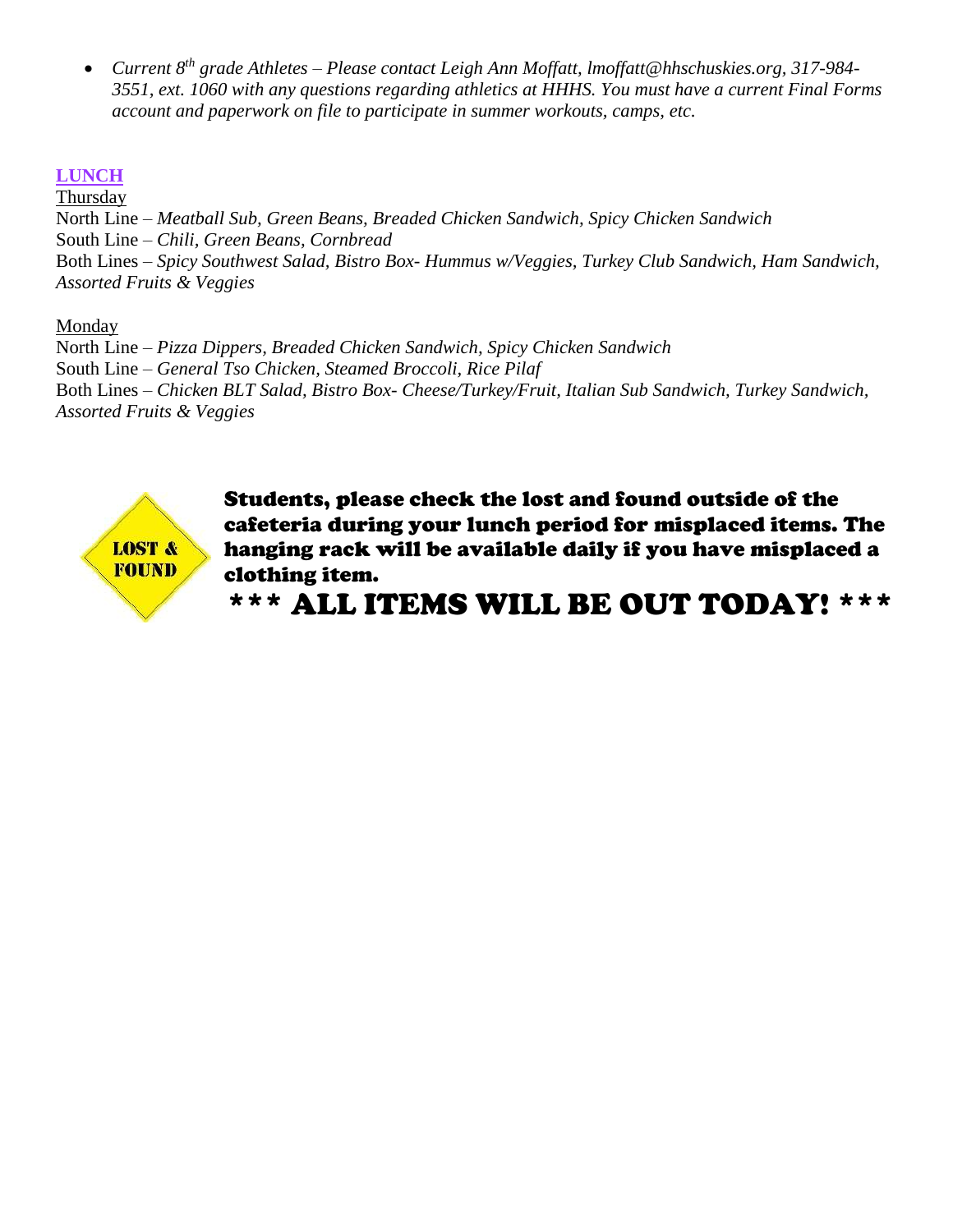- *Current 8th grade Athletes – Please contact Leigh Ann Moffatt, lmoffatt@hhschuskies.org, 317-984-3551, ext. 1060 with any questions regarding athletics at HHHS. You must have a current Final Forms account and paperwork on file to participate in summer workouts, camps, etc.*

## LUNCH

Thursday

North Line – *Meatball Sub, Green Beans, Breaded Chicken Sandwich, Spicy Chicken Sandwich*
South Line – *Chili, Green Beans, Cornbread*
Both Lines – *Spicy Southwest Salad, Bistro Box- Hummus w/Veggies, Turkey Club Sandwich, Ham Sandwich, Assorted Fruits & Veggies*

Monday

North Line – *Pizza Dippers, Breaded Chicken Sandwich, Spicy Chicken Sandwich*
South Line – *General Tso Chicken, Steamed Broccoli, Rice Pilaf*
Both Lines – *Chicken BLT Salad, Bistro Box- Cheese/Turkey/Fruit, Italian Sub Sandwich, Turkey Sandwich, Assorted Fruits & Veggies*

LOST & FOUND

**Students, please check the lost and found outside of the cafeteria during your lunch period for misplaced items. The hanging rack will be available daily if you have misplaced a clothing item.**

**\*\*\* ALL ITEMS WILL BE OUT TODAY! \*\*\***